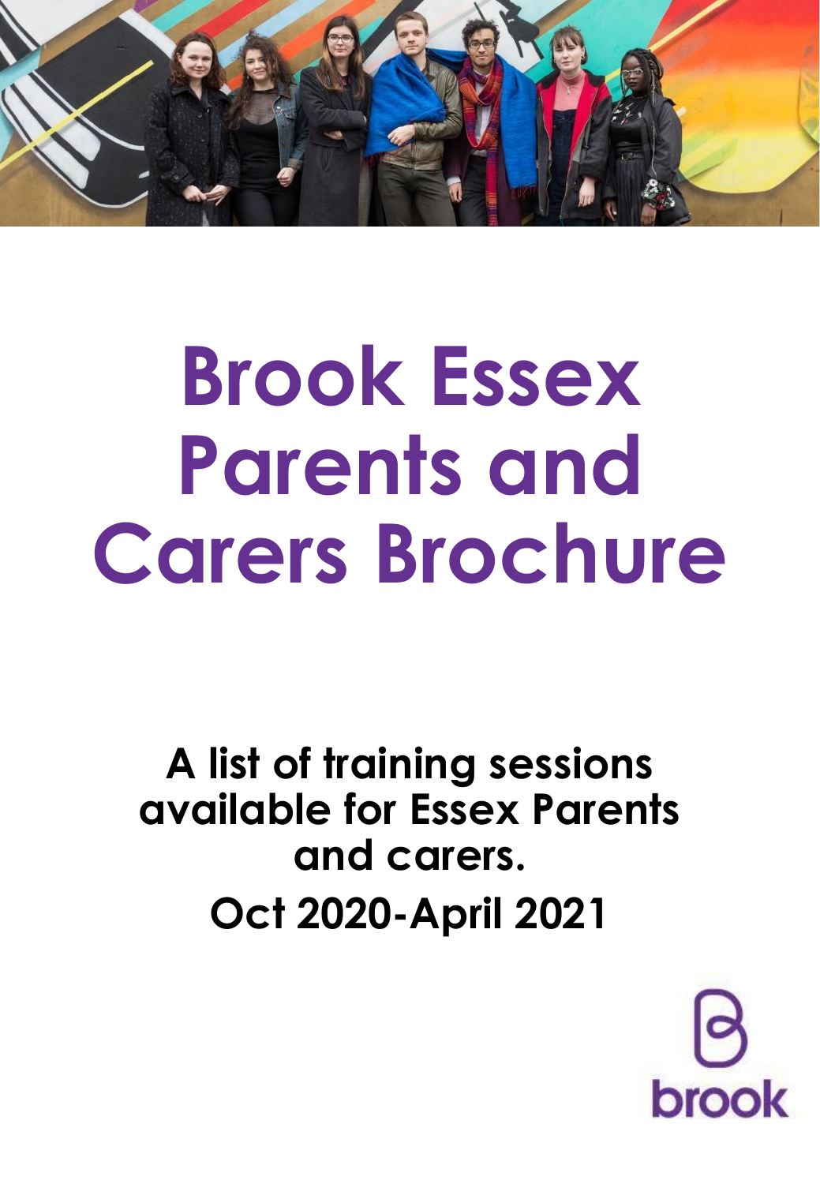# Brook Essex Parents and Carers Brochure

**A list of training sessions available for Essex Parents and carers.**

**Oct 2020-April 2021**

brook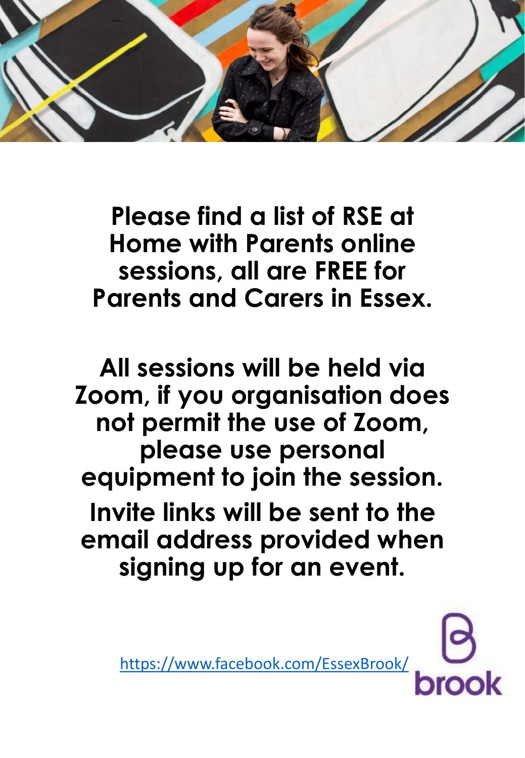**Please find a list of RSE at Home with Parents online sessions, all are FREE for Parents and Carers in Essex.**

**All sessions will be held via Zoom, if you organisation does not permit the use of Zoom, please use personal equipment to join the session.**

**Invite links will be sent to the email address provided when signing up for an event.**

https://www.facebook.com/EssexBrook/

brook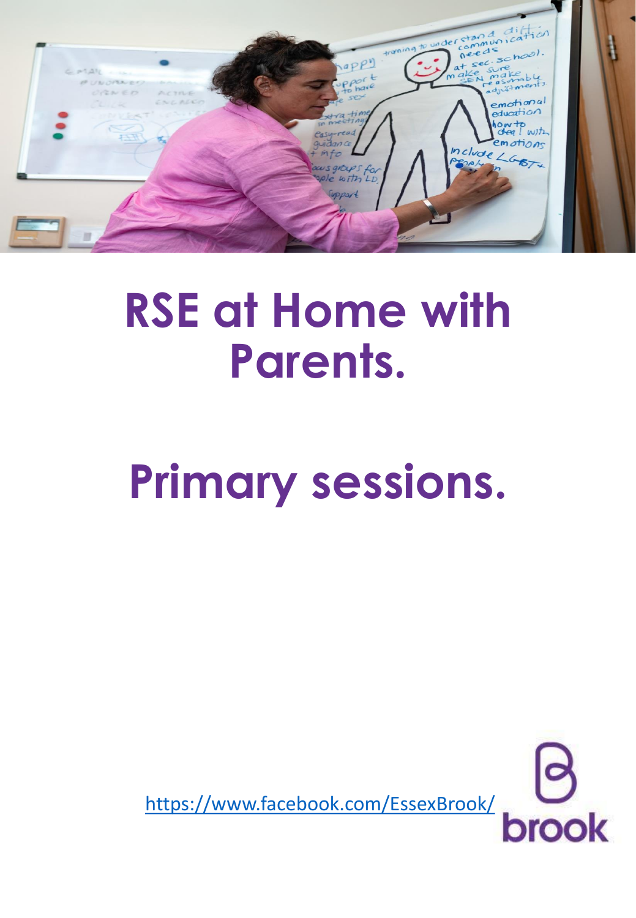# RSE at Home with Parents.

# Primary sessions.

https://www.facebook.com/EssexBrook/

brook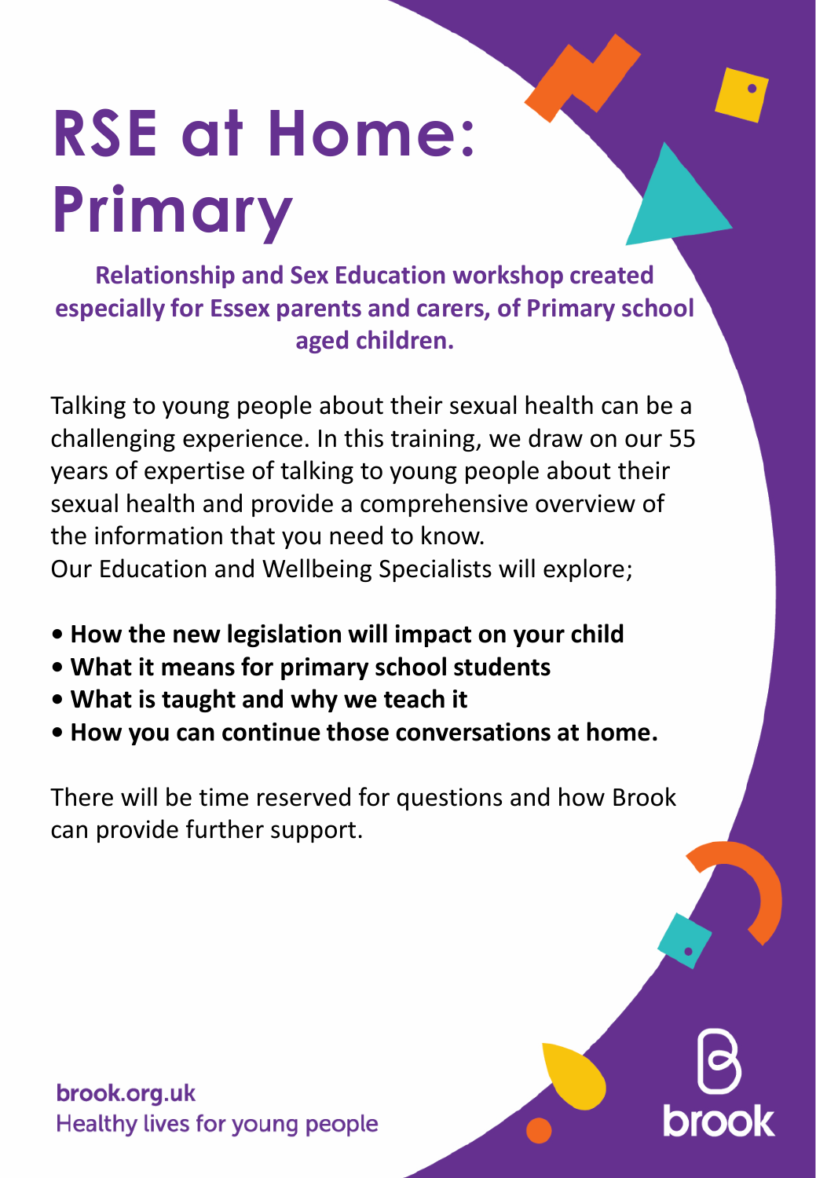# RSE at Home: Primary

**Relationship and Sex Education workshop created especially for Essex parents and carers, of Primary school aged children.**

Talking to young people about their sexual health can be a challenging experience. In this training, we draw on our 55 years of expertise of talking to young people about their sexual health and provide a comprehensive overview of the information that you need to know.
Our Education and Wellbeing Specialists will explore;

- **How the new legislation will impact on your child**
- **What it means for primary school students**
- **What is taught and why we teach it**
- **How you can continue those conversations at home.**

There will be time reserved for questions and how Brook can provide further support.

**brook.org.uk**
Healthy lives for young people

brook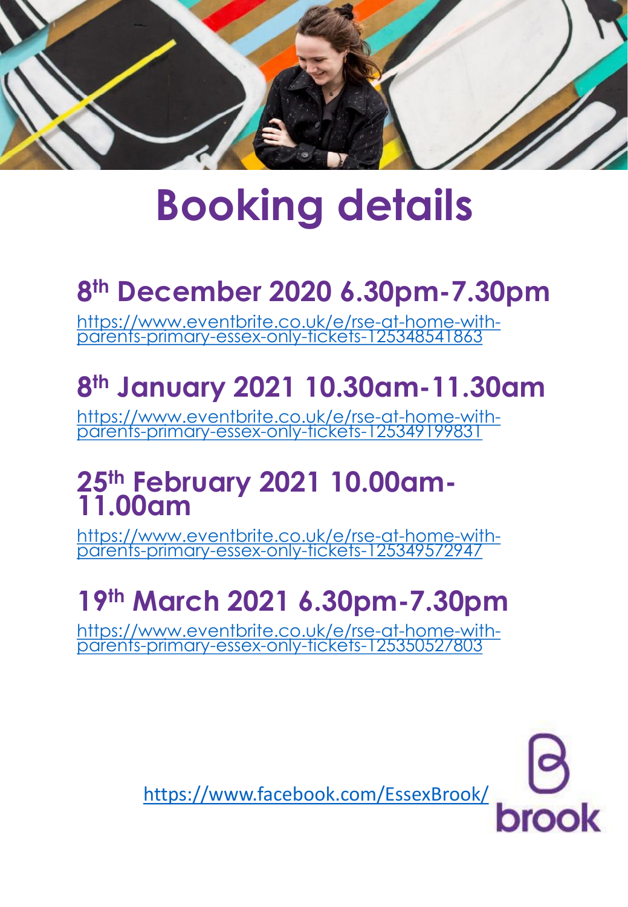# Booking details

## 8th December 2020 6.30pm-7.30pm

https://www.eventbrite.co.uk/e/rse-at-home-with-parents-primary-essex-only-tickets-125348541863

## 8th January 2021 10.30am-11.30am

https://www.eventbrite.co.uk/e/rse-at-home-with-parents-primary-essex-only-tickets-125349199831

## 25th February 2021 10.00am-11.00am

https://www.eventbrite.co.uk/e/rse-at-home-with-parents-primary-essex-only-tickets-125349572947

## 19th March 2021 6.30pm-7.30pm

https://www.eventbrite.co.uk/e/rse-at-home-with-parents-primary-essex-only-tickets-125350527803

https://www.facebook.com/EssexBrook/

brook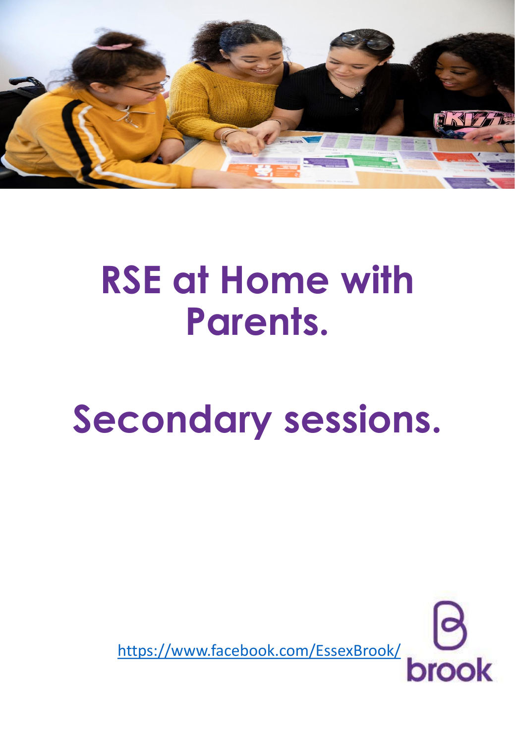# RSE at Home with Parents.

# Secondary sessions.

https://www.facebook.com/EssexBrook/

brook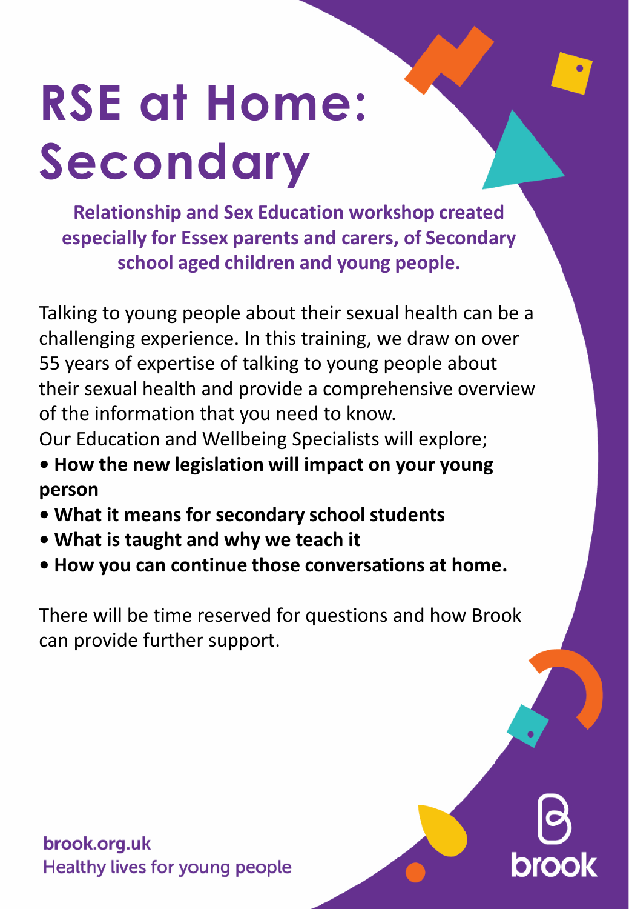# RSE at Home: Secondary

**Relationship and Sex Education workshop created especially for Essex parents and carers, of Secondary school aged children and young people.**

Talking to young people about their sexual health can be a challenging experience. In this training, we draw on over 55 years of expertise of talking to young people about their sexual health and provide a comprehensive overview of the information that you need to know.

Our Education and Wellbeing Specialists will explore;

- **How the new legislation will impact on your young person**
- **What it means for secondary school students**
- **What is taught and why we teach it**
- **How you can continue those conversations at home.**

There will be time reserved for questions and how Brook can provide further support.

**brook.org.uk**
Healthy lives for young people

brook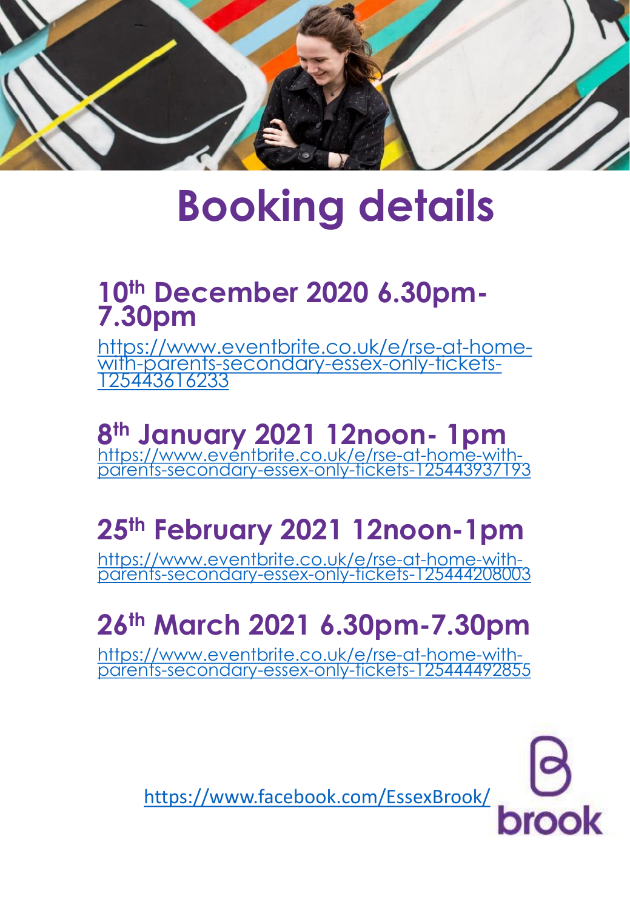# Booking details

## 10th December 2020 6.30pm-7.30pm

https://www.eventbrite.co.uk/e/rse-at-home-with-parents-secondary-essex-only-tickets-125443616233

## 8th January 2021 12noon- 1pm

https://www.eventbrite.co.uk/e/rse-at-home-with-parents-secondary-essex-only-tickets-125443937193

## 25th February 2021 12noon-1pm

https://www.eventbrite.co.uk/e/rse-at-home-with-parents-secondary-essex-only-tickets-125444208003

## 26th March 2021 6.30pm-7.30pm

https://www.eventbrite.co.uk/e/rse-at-home-with-parents-secondary-essex-only-tickets-125444492855

https://www.facebook.com/EssexBrook/

brook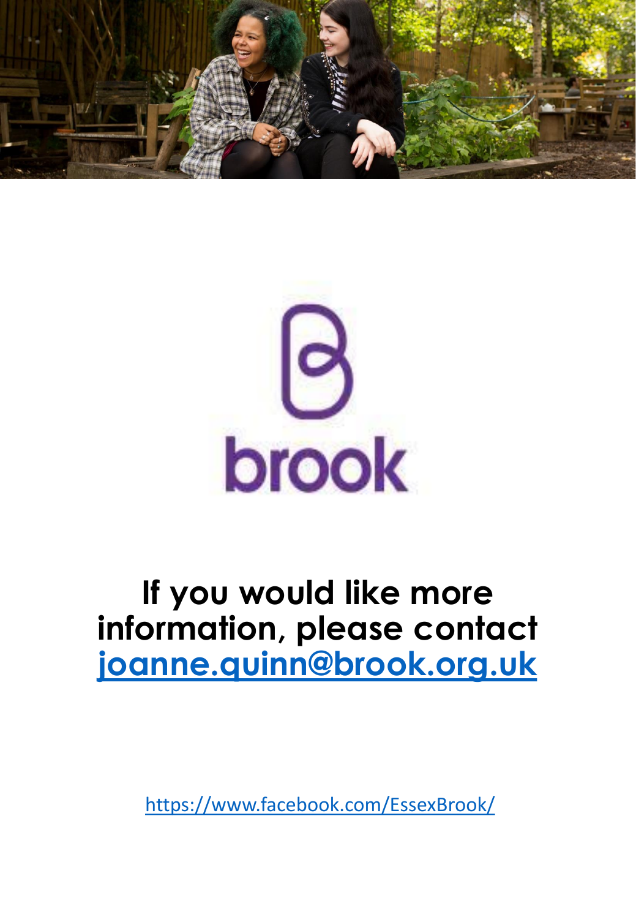brook

**If you would like more information, please contact [joanne.quinn@brook.org.uk](mailto:joanne.quinn@brook.org.uk)**

https://www.facebook.com/EssexBrook/